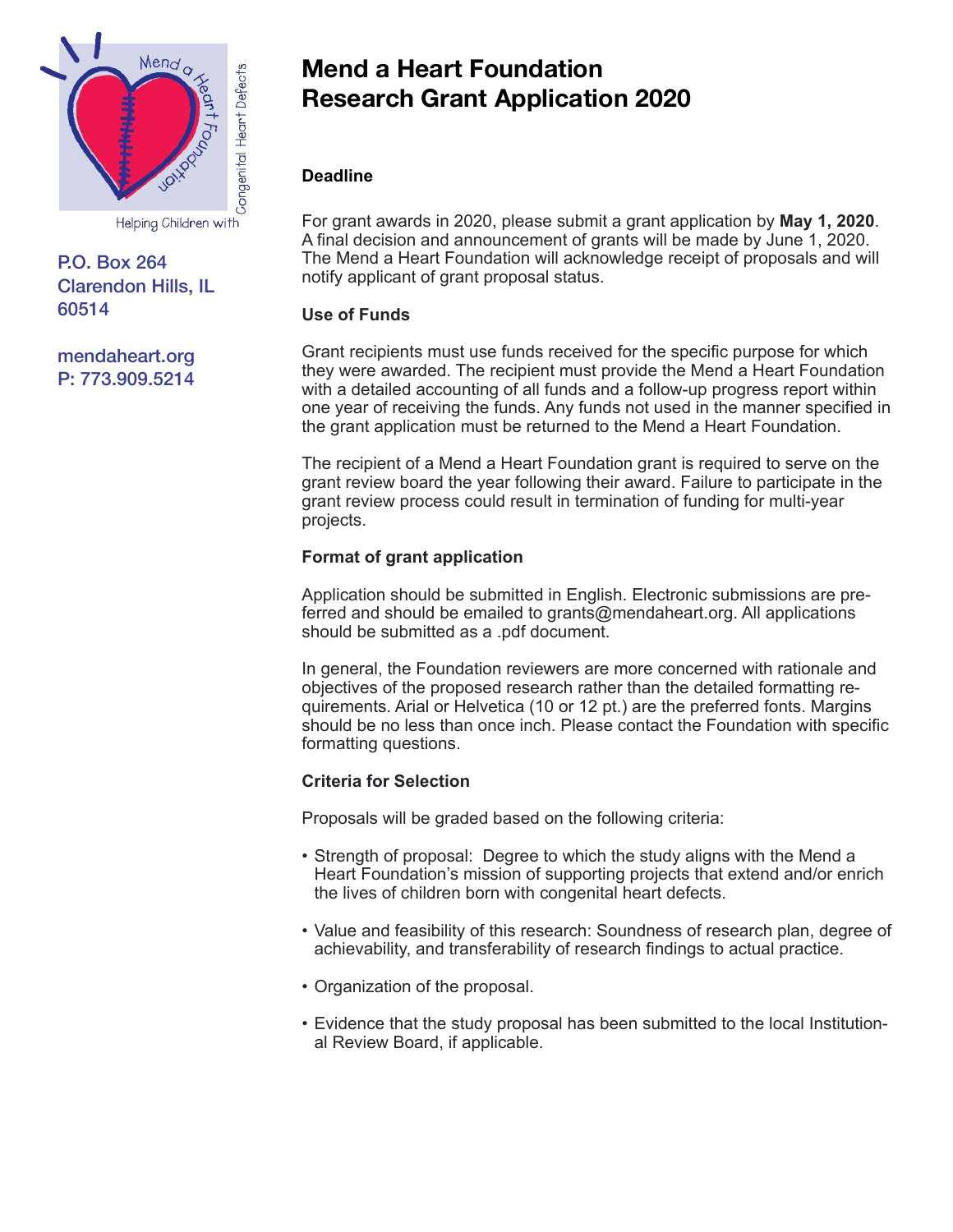Mend a Heart Foundation

Helping Children with Congenital Heart Defects

P.O. Box 264
Clarendon Hills, IL
60514

mendaheart.org
P: 773.909.5214

# Mend a Heart Foundation
# Research Grant Application 2020

### Deadline

For grant awards in 2020, please submit a grant application by **May 1, 2020**. A final decision and announcement of grants will be made by June 1, 2020. The Mend a Heart Foundation will acknowledge receipt of proposals and will notify applicant of grant proposal status.

### Use of Funds

Grant recipients must use funds received for the specific purpose for which they were awarded. The recipient must provide the Mend a Heart Foundation with a detailed accounting of all funds and a follow-up progress report within one year of receiving the funds. Any funds not used in the manner specified in the grant application must be returned to the Mend a Heart Foundation.

The recipient of a Mend a Heart Foundation grant is required to serve on the grant review board the year following their award. Failure to participate in the grant review process could result in termination of funding for multi-year projects.

### Format of grant application

Application should be submitted in English. Electronic submissions are preferred and should be emailed to grants@mendaheart.org. All applications should be submitted as a .pdf document.

In general, the Foundation reviewers are more concerned with rationale and objectives of the proposed research rather than the detailed formatting requirements. Arial or Helvetica (10 or 12 pt.) are the preferred fonts. Margins should be no less than once inch. Please contact the Foundation with specific formatting questions.

### Criteria for Selection

Proposals will be graded based on the following criteria:

- Strength of proposal: Degree to which the study aligns with the Mend a Heart Foundation's mission of supporting projects that extend and/or enrich the lives of children born with congenital heart defects.
- Value and feasibility of this research: Soundness of research plan, degree of achievability, and transferability of research findings to actual practice.
- Organization of the proposal.
- Evidence that the study proposal has been submitted to the local Institutional Review Board, if applicable.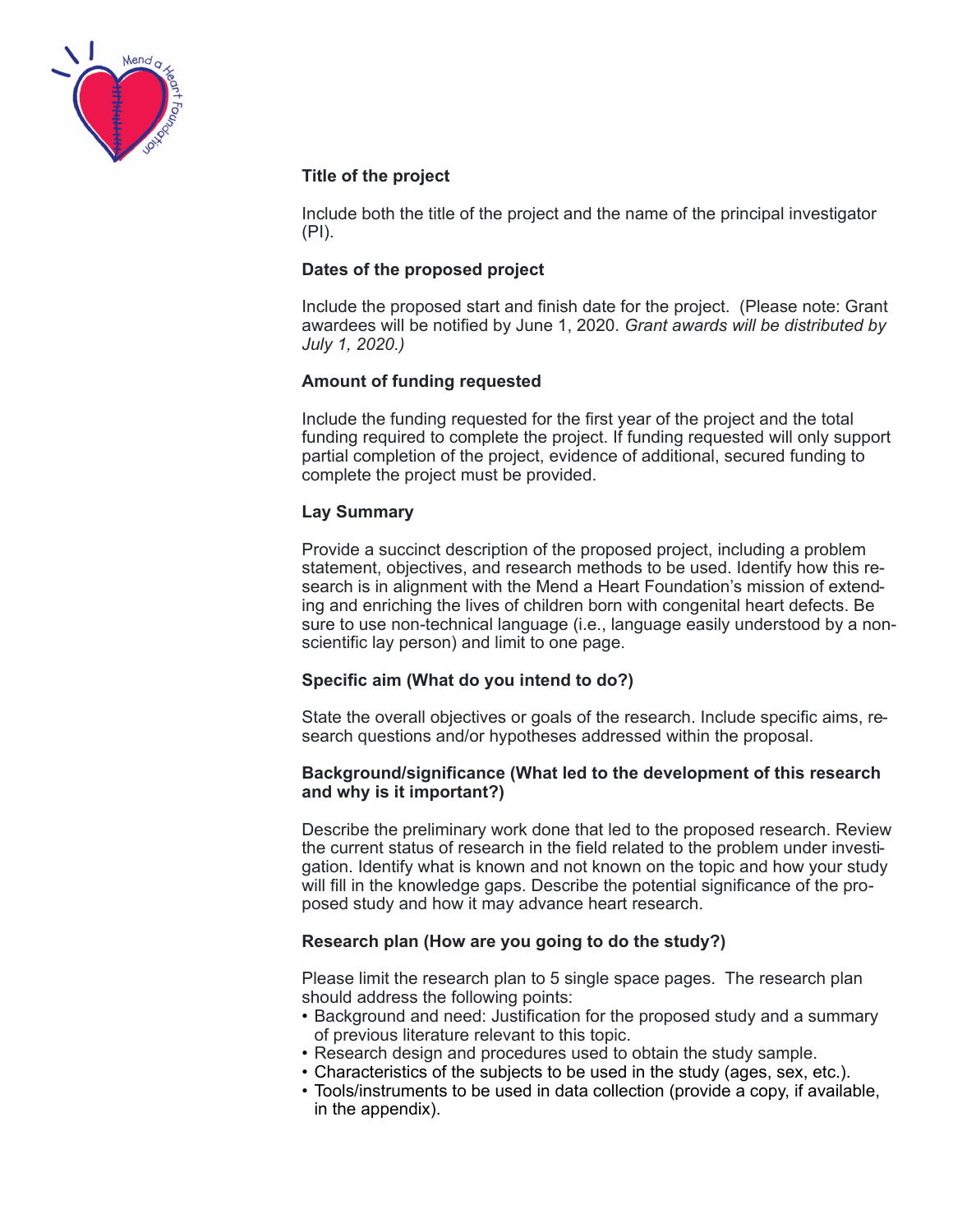**Title of the project**

Include both the title of the project and the name of the principal investigator (PI).

**Dates of the proposed project**

Include the proposed start and finish date for the project. (Please note: Grant awardees will be notified by June 1, 2020. *Grant awards will be distributed by July 1, 2020.)*

**Amount of funding requested**

Include the funding requested for the first year of the project and the total funding required to complete the project. If funding requested will only support partial completion of the project, evidence of additional, secured funding to complete the project must be provided.

**Lay Summary**

Provide a succinct description of the proposed project, including a problem statement, objectives, and research methods to be used. Identify how this research is in alignment with the Mend a Heart Foundation's mission of extending and enriching the lives of children born with congenital heart defects. Be sure to use non-technical language (i.e., language easily understood by a non-scientific lay person) and limit to one page.

**Specific aim (What do you intend to do?)**

State the overall objectives or goals of the research. Include specific aims, research questions and/or hypotheses addressed within the proposal.

**Background/significance (What led to the development of this research and why is it important?)**

Describe the preliminary work done that led to the proposed research. Review the current status of research in the field related to the problem under investigation. Identify what is known and not known on the topic and how your study will fill in the knowledge gaps. Describe the potential significance of the proposed study and how it may advance heart research.

**Research plan (How are you going to do the study?)**

Please limit the research plan to 5 single space pages. The research plan should address the following points:

- Background and need: Justification for the proposed study and a summary of previous literature relevant to this topic.
- Research design and procedures used to obtain the study sample.
- Characteristics of the subjects to be used in the study (ages, sex, etc.).
- Tools/instruments to be used in data collection (provide a copy, if available, in the appendix).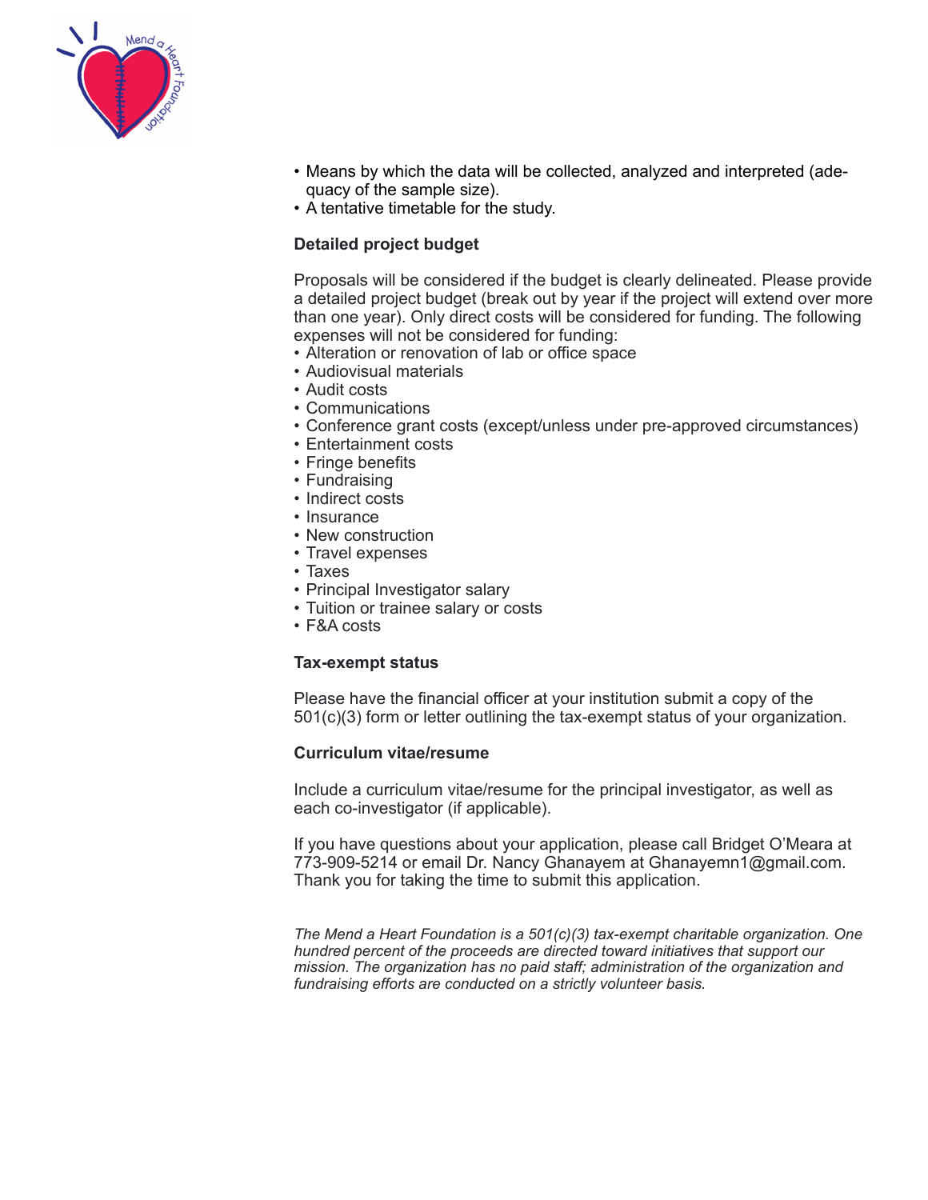- Means by which the data will be collected, analyzed and interpreted (adequacy of the sample size).
- A tentative timetable for the study.

**Detailed project budget**

Proposals will be considered if the budget is clearly delineated. Please provide a detailed project budget (break out by year if the project will extend over more than one year). Only direct costs will be considered for funding. The following expenses will not be considered for funding:

- Alteration or renovation of lab or office space
- Audiovisual materials
- Audit costs
- Communications
- Conference grant costs (except/unless under pre-approved circumstances)
- Entertainment costs
- Fringe benefits
- Fundraising
- Indirect costs
- Insurance
- New construction
- Travel expenses
- Taxes
- Principal Investigator salary
- Tuition or trainee salary or costs
- F&A costs

**Tax-exempt status**

Please have the financial officer at your institution submit a copy of the 501(c)(3) form or letter outlining the tax-exempt status of your organization.

**Curriculum vitae/resume**

Include a curriculum vitae/resume for the principal investigator, as well as each co-investigator (if applicable).

If you have questions about your application, please call Bridget O'Meara at 773-909-5214 or email Dr. Nancy Ghanayem at Ghanayemn1@gmail.com. Thank you for taking the time to submit this application.

*The Mend a Heart Foundation is a 501(c)(3) tax-exempt charitable organization. One hundred percent of the proceeds are directed toward initiatives that support our mission. The organization has no paid staff; administration of the organization and fundraising efforts are conducted on a strictly volunteer basis.*